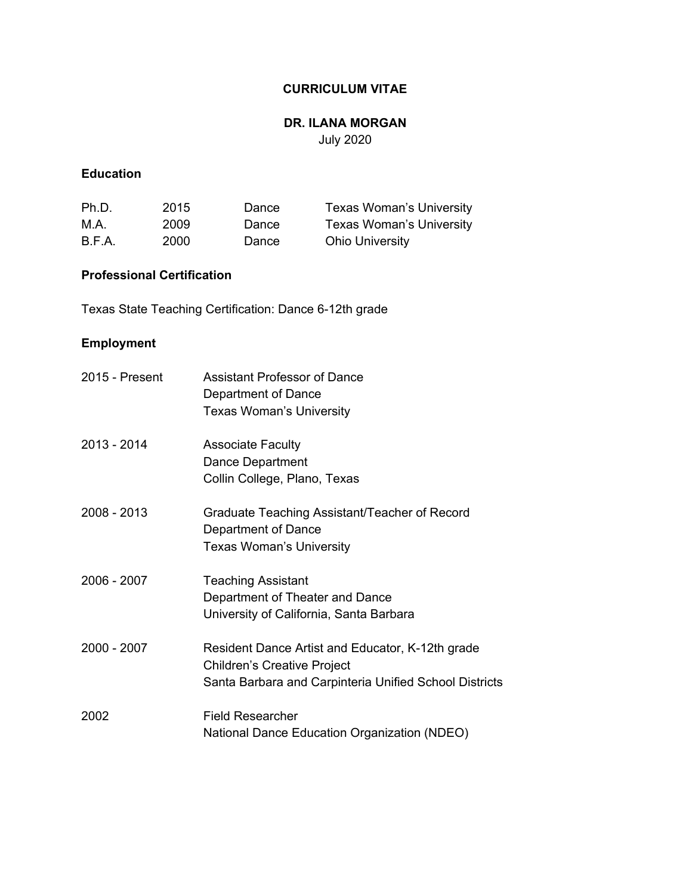# CURRICULUM VITAE

## DR. ILANA MORGAN

July 2020

### Education

| | | | |
|---|---|---|---|
| Ph.D. | 2015 | Dance | Texas Woman's University |
| M.A. | 2009 | Dance | Texas Woman's University |
| B.F.A. | 2000 | Dance | Ohio University |

### Professional Certification

Texas State Teaching Certification: Dance 6-12th grade

### Employment

| | |
|---|---|
| 2015 - Present | Assistant Professor of Dance<br>Department of Dance<br>Texas Woman's University |
| 2013 - 2014 | Associate Faculty<br>Dance Department<br>Collin College, Plano, Texas |
| 2008 - 2013 | Graduate Teaching Assistant/Teacher of Record<br>Department of Dance<br>Texas Woman's University |
| 2006 - 2007 | Teaching Assistant<br>Department of Theater and Dance<br>University of California, Santa Barbara |
| 2000 - 2007 | Resident Dance Artist and Educator, K-12th grade<br>Children's Creative Project<br>Santa Barbara and Carpinteria Unified School Districts |
| 2002 | Field Researcher<br>National Dance Education Organization (NDEO) |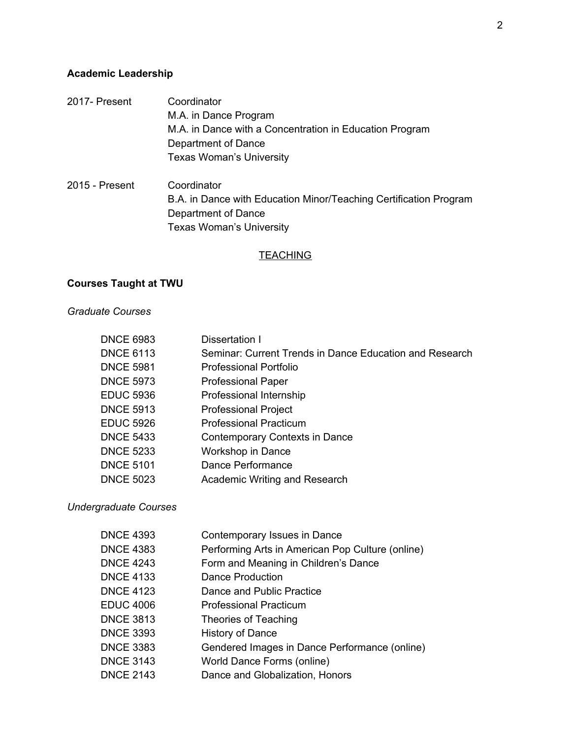**Academic Leadership**

| | |
|---|---|
| 2017- Present | Coordinator<br>M.A. in Dance Program<br>M.A. in Dance with a Concentration in Education Program<br>Department of Dance<br>Texas Woman's University |
| 2015 - Present | Coordinator<br>B.A. in Dance with Education Minor/Teaching Certification Program<br>Department of Dance<br>Texas Woman's University |

## TEACHING

**Courses Taught at TWU**

*Graduate Courses*

| | |
|---|---|
| DNCE 6983 | Dissertation I |
| DNCE 6113 | Seminar: Current Trends in Dance Education and Research |
| DNCE 5981 | Professional Portfolio |
| DNCE 5973 | Professional Paper |
| EDUC 5936 | Professional Internship |
| DNCE 5913 | Professional Project |
| EDUC 5926 | Professional Practicum |
| DNCE 5433 | Contemporary Contexts in Dance |
| DNCE 5233 | Workshop in Dance |
| DNCE 5101 | Dance Performance |
| DNCE 5023 | Academic Writing and Research |

*Undergraduate Courses*

| | |
|---|---|
| DNCE 4393 | Contemporary Issues in Dance |
| DNCE 4383 | Performing Arts in American Pop Culture (online) |
| DNCE 4243 | Form and Meaning in Children's Dance |
| DNCE 4133 | Dance Production |
| DNCE 4123 | Dance and Public Practice |
| EDUC 4006 | Professional Practicum |
| DNCE 3813 | Theories of Teaching |
| DNCE 3393 | History of Dance |
| DNCE 3383 | Gendered Images in Dance Performance (online) |
| DNCE 3143 | World Dance Forms (online) |
| DNCE 2143 | Dance and Globalization, Honors |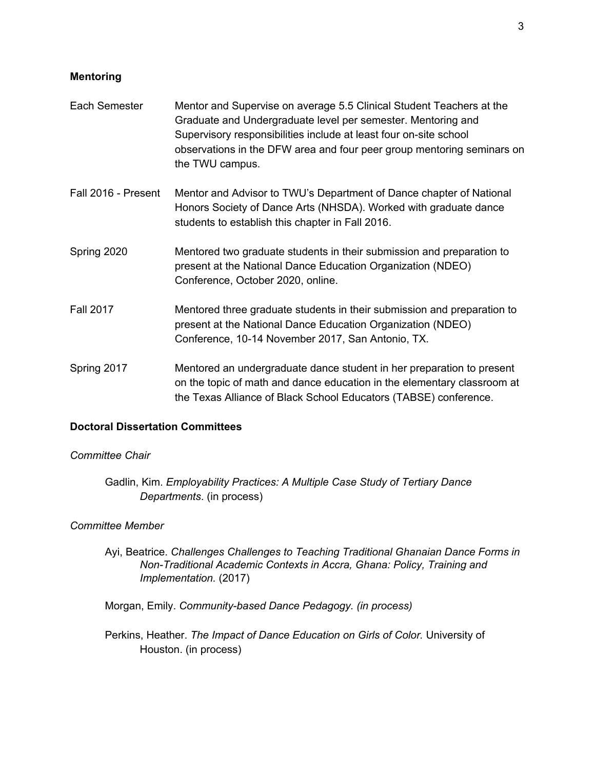**Mentoring**

| | |
|---|---|
| Each Semester | Mentor and Supervise on average 5.5 Clinical Student Teachers at the Graduate and Undergraduate level per semester. Mentoring and Supervisory responsibilities include at least four on-site school observations in the DFW area and four peer group mentoring seminars on the TWU campus. |
| Fall 2016 - Present | Mentor and Advisor to TWU's Department of Dance chapter of National Honors Society of Dance Arts (NHSDA). Worked with graduate dance students to establish this chapter in Fall 2016. |
| Spring 2020 | Mentored two graduate students in their submission and preparation to present at the National Dance Education Organization (NDEO) Conference, October 2020, online. |
| Fall 2017 | Mentored three graduate students in their submission and preparation to present at the National Dance Education Organization (NDEO) Conference, 10-14 November 2017, San Antonio, TX. |
| Spring 2017 | Mentored an undergraduate dance student in her preparation to present on the topic of math and dance education in the elementary classroom at the Texas Alliance of Black School Educators (TABSE) conference. |

**Doctoral Dissertation Committees**

*Committee Chair*

Gadlin, Kim. *Employability Practices: A Multiple Case Study of Tertiary Dance Departments*. (in process)

*Committee Member*

Ayi, Beatrice. *Challenges Challenges to Teaching Traditional Ghanaian Dance Forms in Non-Traditional Academic Contexts in Accra, Ghana: Policy, Training and Implementation.* (2017)

Morgan, Emily. *Community-based Dance Pedagogy. (in process)*

Perkins, Heather. *The Impact of Dance Education on Girls of Color.* University of Houston. (in process)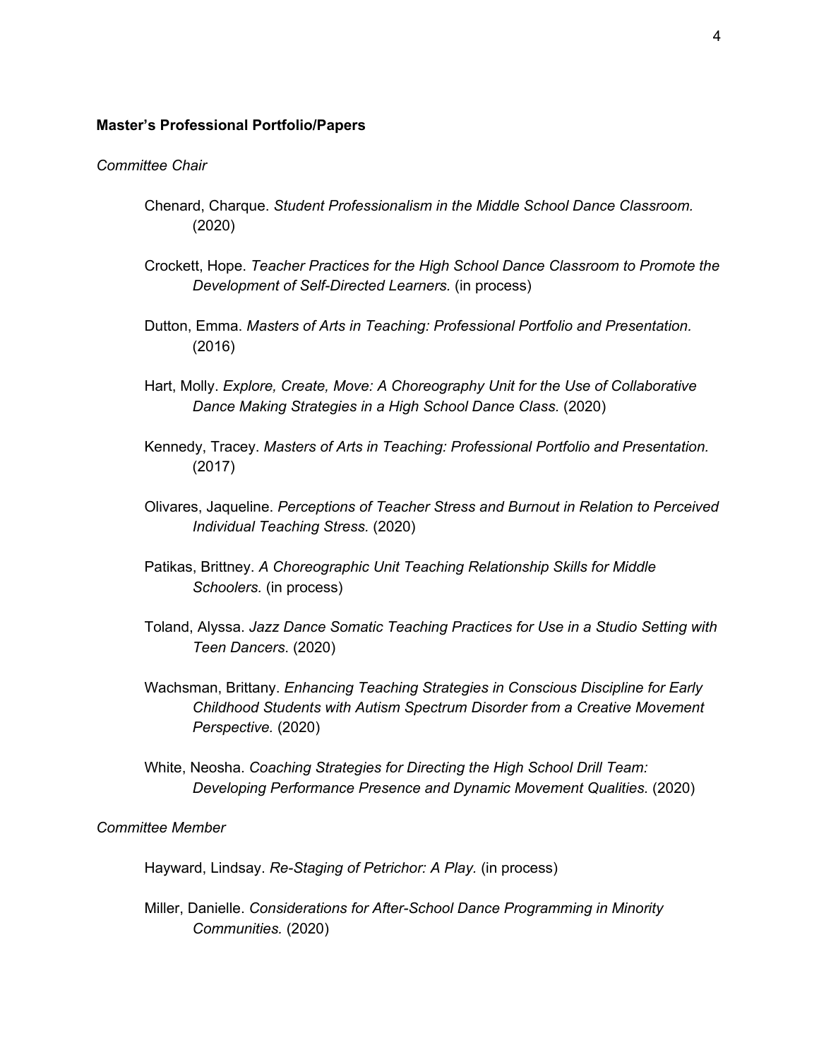**Master's Professional Portfolio/Papers**

*Committee Chair*

Chenard, Charque. *Student Professionalism in the Middle School Dance Classroom.* (2020)

Crockett, Hope. *Teacher Practices for the High School Dance Classroom to Promote the Development of Self-Directed Learners.* (in process)

Dutton, Emma. *Masters of Arts in Teaching: Professional Portfolio and Presentation.* (2016)

Hart, Molly. *Explore, Create, Move: A Choreography Unit for the Use of Collaborative Dance Making Strategies in a High School Dance Class.* (2020)

Kennedy, Tracey. *Masters of Arts in Teaching: Professional Portfolio and Presentation.* (2017)

Olivares, Jaqueline. *Perceptions of Teacher Stress and Burnout in Relation to Perceived Individual Teaching Stress.* (2020)

Patikas, Brittney. *A Choreographic Unit Teaching Relationship Skills for Middle Schoolers.* (in process)

Toland, Alyssa. *Jazz Dance Somatic Teaching Practices for Use in a Studio Setting with Teen Dancers.* (2020)

Wachsman, Brittany. *Enhancing Teaching Strategies in Conscious Discipline for Early Childhood Students with Autism Spectrum Disorder from a Creative Movement Perspective.* (2020)

White, Neosha. *Coaching Strategies for Directing the High School Drill Team: Developing Performance Presence and Dynamic Movement Qualities.* (2020)

*Committee Member*

Hayward, Lindsay. *Re-Staging of Petrichor: A Play.* (in process)

Miller, Danielle. *Considerations for After-School Dance Programming in Minority Communities.* (2020)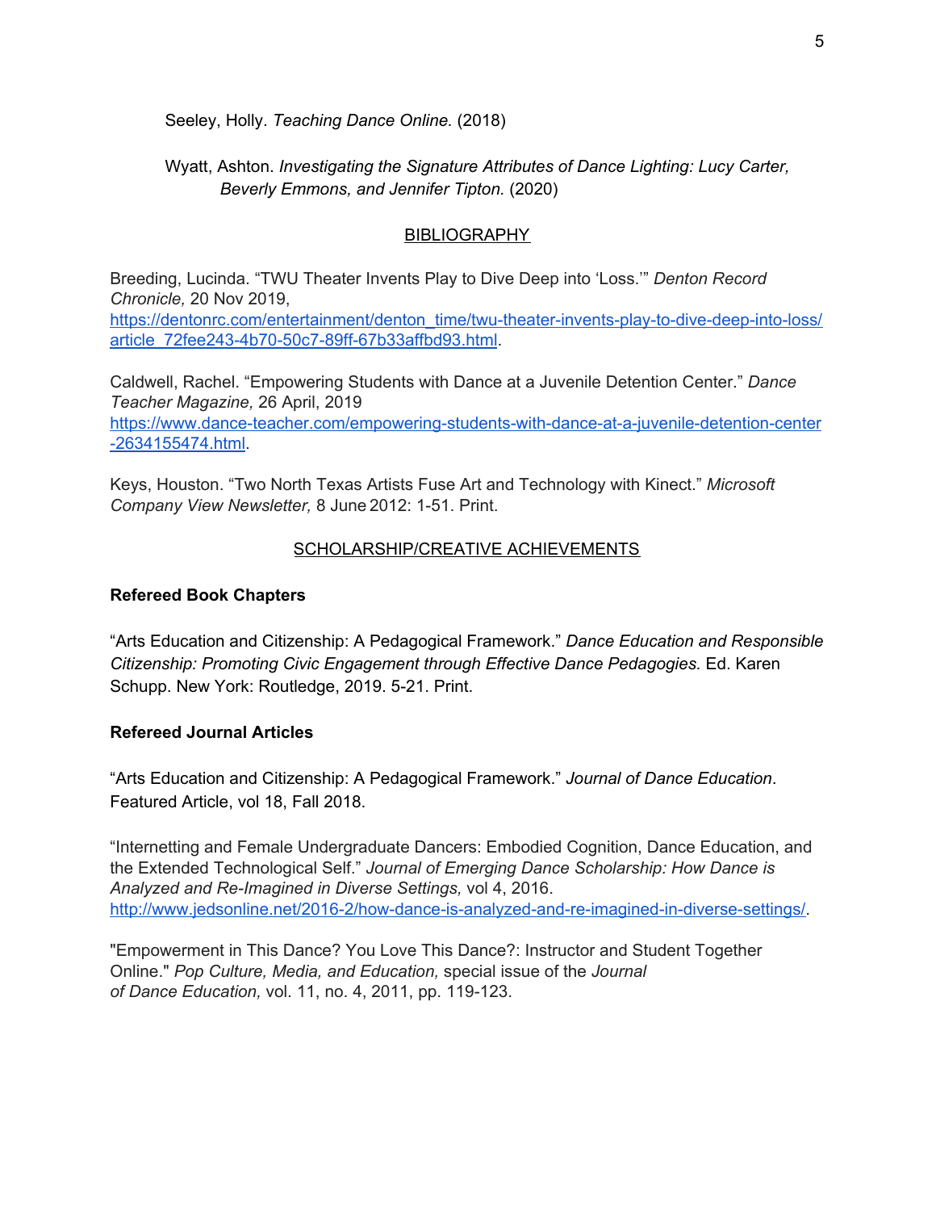Seeley, Holly. *Teaching Dance Online.* (2018)

Wyatt, Ashton. *Investigating the Signature Attributes of Dance Lighting: Lucy Carter, Beverly Emmons, and Jennifer Tipton.* (2020)

## BIBLIOGRAPHY

Breeding, Lucinda. “TWU Theater Invents Play to Dive Deep into ‘Loss.’” *Denton Record Chronicle,* 20 Nov 2019, https://dentonrc.com/entertainment/denton_time/twu-theater-invents-play-to-dive-deep-into-loss/article_72fee243-4b70-50c7-89ff-67b33affbd93.html.

Caldwell, Rachel. “Empowering Students with Dance at a Juvenile Detention Center.” *Dance Teacher Magazine,* 26 April, 2019 https://www.dance-teacher.com/empowering-students-with-dance-at-a-juvenile-detention-center-2634155474.html.

Keys, Houston. “Two North Texas Artists Fuse Art and Technology with Kinect.” *Microsoft Company View Newsletter,* 8 June 2012: 1-51. Print.

## SCHOLARSHIP/CREATIVE ACHIEVEMENTS

**Refereed Book Chapters**

“Arts Education and Citizenship: A Pedagogical Framework.” *Dance Education and Responsible Citizenship: Promoting Civic Engagement through Effective Dance Pedagogies.* Ed. Karen Schupp. New York: Routledge, 2019. 5-21. Print.

**Refereed Journal Articles**

“Arts Education and Citizenship: A Pedagogical Framework.” *Journal of Dance Education*. Featured Article, vol 18, Fall 2018.

“Internetting and Female Undergraduate Dancers: Embodied Cognition, Dance Education, and the Extended Technological Self.” *Journal of Emerging Dance Scholarship: How Dance is Analyzed and Re-Imagined in Diverse Settings,* vol 4, 2016. http://www.jedsonline.net/2016-2/how-dance-is-analyzed-and-re-imagined-in-diverse-settings/.

"Empowerment in This Dance? You Love This Dance?: Instructor and Student Together Online." *Pop Culture, Media, and Education,* special issue of the *Journal of Dance Education,* vol. 11, no. 4, 2011, pp. 119-123.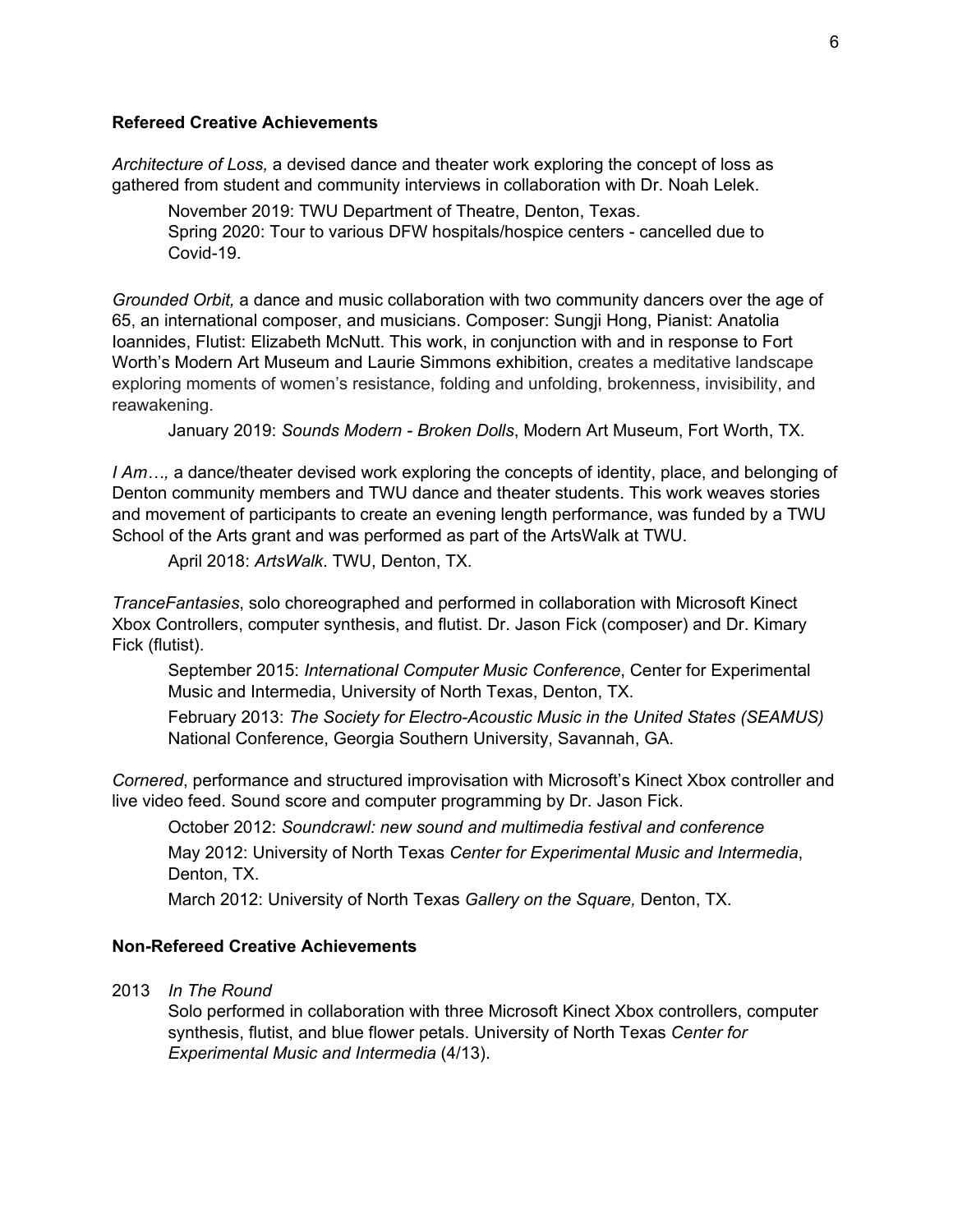**Refereed Creative Achievements**

*Architecture of Loss,* a devised dance and theater work exploring the concept of loss as gathered from student and community interviews in collaboration with Dr. Noah Lelek.

> November 2019: TWU Department of Theatre, Denton, Texas.
> Spring 2020: Tour to various DFW hospitals/hospice centers - cancelled due to Covid-19.

*Grounded Orbit,* a dance and music collaboration with two community dancers over the age of 65, an international composer, and musicians. Composer: Sungji Hong, Pianist: Anatolia Ioannides, Flutist: Elizabeth McNutt. This work, in conjunction with and in response to Fort Worth's Modern Art Museum and Laurie Simmons exhibition, creates a meditative landscape exploring moments of women's resistance, folding and unfolding, brokenness, invisibility, and reawakening.

> January 2019: *Sounds Modern - Broken Dolls*, Modern Art Museum, Fort Worth, TX.

*I Am…,* a dance/theater devised work exploring the concepts of identity, place, and belonging of Denton community members and TWU dance and theater students. This work weaves stories and movement of participants to create an evening length performance, was funded by a TWU School of the Arts grant and was performed as part of the ArtsWalk at TWU.

> April 2018: *ArtsWalk*. TWU, Denton, TX.

*TranceFantasies*, solo choreographed and performed in collaboration with Microsoft Kinect Xbox Controllers, computer synthesis, and flutist. Dr. Jason Fick (composer) and Dr. Kimary Fick (flutist).

> September 2015: *International Computer Music Conference*, Center for Experimental Music and Intermedia, University of North Texas, Denton, TX.
>
> February 2013: *The Society for Electro-Acoustic Music in the United States (SEAMUS)* National Conference, Georgia Southern University, Savannah, GA.

*Cornered*, performance and structured improvisation with Microsoft's Kinect Xbox controller and live video feed. Sound score and computer programming by Dr. Jason Fick.

> October 2012: *Soundcrawl: new sound and multimedia festival and conference*
>
> May 2012: University of North Texas *Center for Experimental Music and Intermedia*, Denton, TX.
>
> March 2012: University of North Texas *Gallery on the Square,* Denton, TX.

**Non-Refereed Creative Achievements**

2013 *In The Round*
Solo performed in collaboration with three Microsoft Kinect Xbox controllers, computer synthesis, flutist, and blue flower petals. University of North Texas *Center for Experimental Music and Intermedia* (4/13).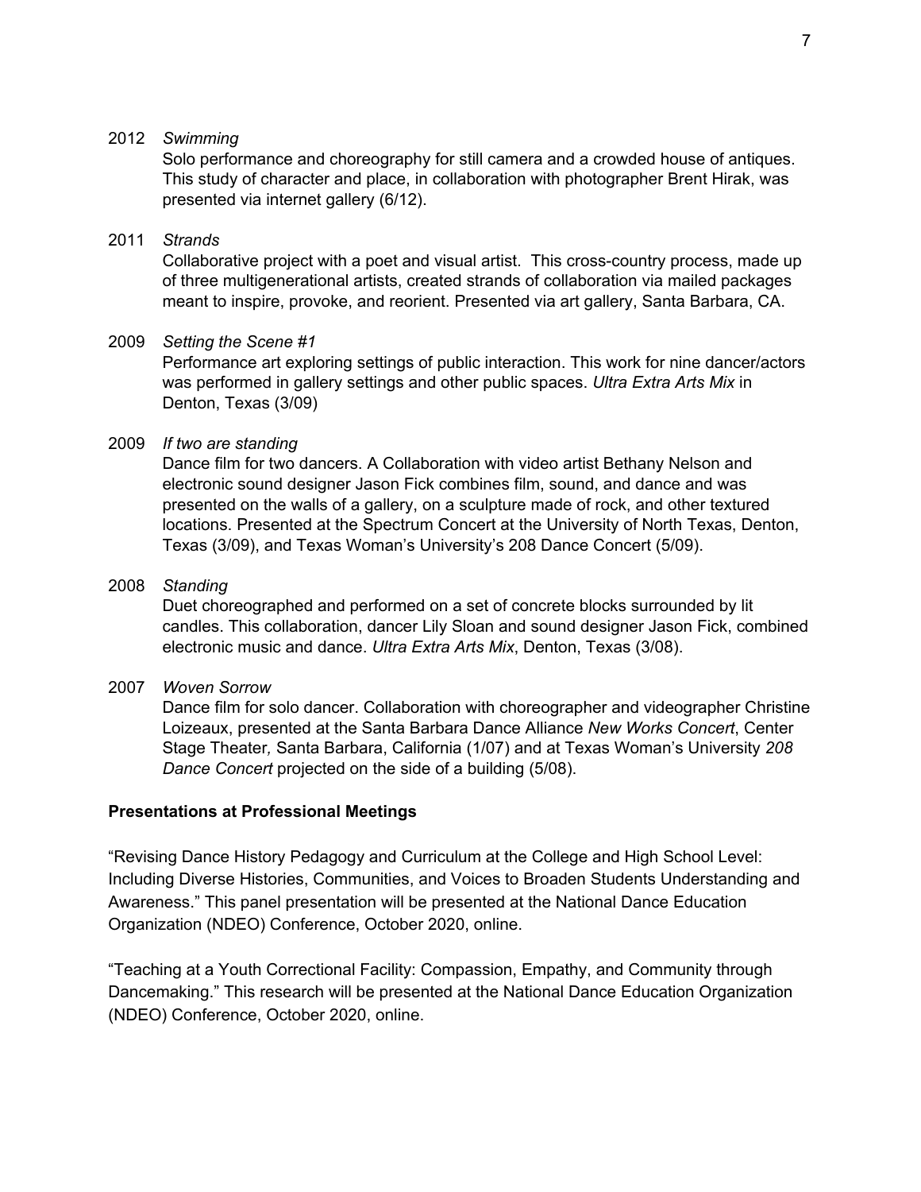2012 *Swimming*

Solo performance and choreography for still camera and a crowded house of antiques. This study of character and place, in collaboration with photographer Brent Hirak, was presented via internet gallery (6/12).

2011 *Strands*

Collaborative project with a poet and visual artist. This cross-country process, made up of three multigenerational artists, created strands of collaboration via mailed packages meant to inspire, provoke, and reorient. Presented via art gallery, Santa Barbara, CA.

2009 *Setting the Scene #1*

Performance art exploring settings of public interaction. This work for nine dancer/actors was performed in gallery settings and other public spaces. *Ultra Extra Arts Mix* in Denton, Texas (3/09)

2009 *If two are standing*

Dance film for two dancers. A Collaboration with video artist Bethany Nelson and electronic sound designer Jason Fick combines film, sound, and dance and was presented on the walls of a gallery, on a sculpture made of rock, and other textured locations. Presented at the Spectrum Concert at the University of North Texas, Denton, Texas (3/09), and Texas Woman's University's 208 Dance Concert (5/09).

2008 *Standing*

Duet choreographed and performed on a set of concrete blocks surrounded by lit candles. This collaboration, dancer Lily Sloan and sound designer Jason Fick, combined electronic music and dance. *Ultra Extra Arts Mix*, Denton, Texas (3/08).

2007 *Woven Sorrow*

Dance film for solo dancer. Collaboration with choreographer and videographer Christine Loizeaux, presented at the Santa Barbara Dance Alliance *New Works Concert*, Center Stage Theater, Santa Barbara, California (1/07) and at Texas Woman's University *208 Dance Concert* projected on the side of a building (5/08).

**Presentations at Professional Meetings**

"Revising Dance History Pedagogy and Curriculum at the College and High School Level: Including Diverse Histories, Communities, and Voices to Broaden Students Understanding and Awareness." This panel presentation will be presented at the National Dance Education Organization (NDEO) Conference, October 2020, online.

"Teaching at a Youth Correctional Facility: Compassion, Empathy, and Community through Dancemaking." This research will be presented at the National Dance Education Organization (NDEO) Conference, October 2020, online.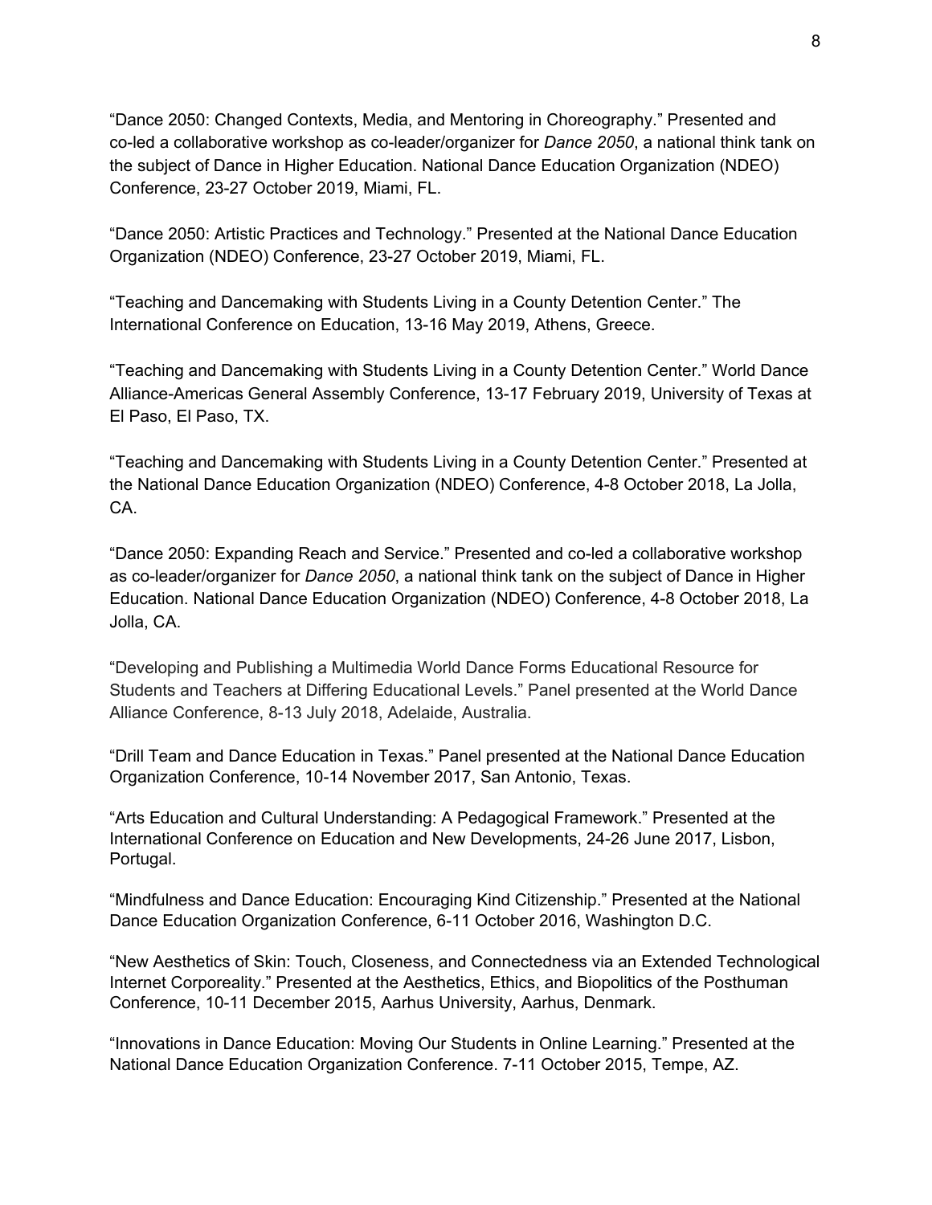"Dance 2050: Changed Contexts, Media, and Mentoring in Choreography." Presented and co-led a collaborative workshop as co-leader/organizer for *Dance 2050*, a national think tank on the subject of Dance in Higher Education. National Dance Education Organization (NDEO) Conference, 23-27 October 2019, Miami, FL.

"Dance 2050: Artistic Practices and Technology." Presented at the National Dance Education Organization (NDEO) Conference, 23-27 October 2019, Miami, FL.

"Teaching and Dancemaking with Students Living in a County Detention Center." The International Conference on Education, 13-16 May 2019, Athens, Greece.

"Teaching and Dancemaking with Students Living in a County Detention Center." World Dance Alliance-Americas General Assembly Conference, 13-17 February 2019, University of Texas at El Paso, El Paso, TX.

"Teaching and Dancemaking with Students Living in a County Detention Center." Presented at the National Dance Education Organization (NDEO) Conference, 4-8 October 2018, La Jolla, CA.

"Dance 2050: Expanding Reach and Service." Presented and co-led a collaborative workshop as co-leader/organizer for *Dance 2050*, a national think tank on the subject of Dance in Higher Education. National Dance Education Organization (NDEO) Conference, 4-8 October 2018, La Jolla, CA.

"Developing and Publishing a Multimedia World Dance Forms Educational Resource for Students and Teachers at Differing Educational Levels." Panel presented at the World Dance Alliance Conference, 8-13 July 2018, Adelaide, Australia.

"Drill Team and Dance Education in Texas." Panel presented at the National Dance Education Organization Conference, 10-14 November 2017, San Antonio, Texas.

"Arts Education and Cultural Understanding: A Pedagogical Framework." Presented at the International Conference on Education and New Developments, 24-26 June 2017, Lisbon, Portugal.

"Mindfulness and Dance Education: Encouraging Kind Citizenship." Presented at the National Dance Education Organization Conference, 6-11 October 2016, Washington D.C.

"New Aesthetics of Skin: Touch, Closeness, and Connectedness via an Extended Technological Internet Corporeality." Presented at the Aesthetics, Ethics, and Biopolitics of the Posthuman Conference, 10-11 December 2015, Aarhus University, Aarhus, Denmark.

"Innovations in Dance Education: Moving Our Students in Online Learning." Presented at the National Dance Education Organization Conference. 7-11 October 2015, Tempe, AZ.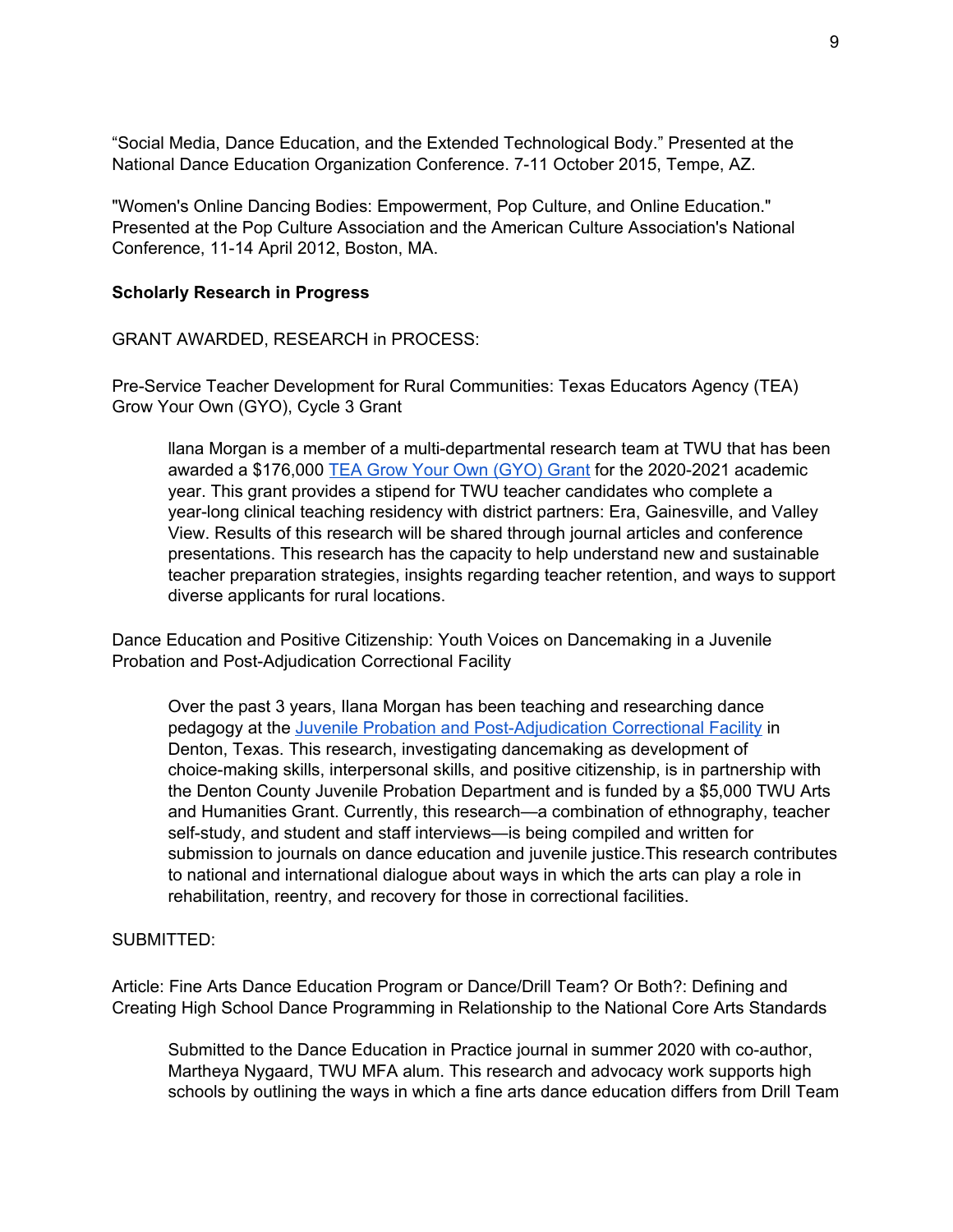“Social Media, Dance Education, and the Extended Technological Body.” Presented at the National Dance Education Organization Conference. 7-11 October 2015, Tempe, AZ.

"Women's Online Dancing Bodies: Empowerment, Pop Culture, and Online Education." Presented at the Pop Culture Association and the American Culture Association's National Conference, 11-14 April 2012, Boston, MA.

**Scholarly Research in Progress**

GRANT AWARDED, RESEARCH in PROCESS:

Pre-Service Teacher Development for Rural Communities: Texas Educators Agency (TEA) Grow Your Own (GYO), Cycle 3 Grant

> Ilana Morgan is a member of a multi-departmental research team at TWU that has been awarded a $176,000 TEA Grow Your Own (GYO) Grant for the 2020-2021 academic year. This grant provides a stipend for TWU teacher candidates who complete a year-long clinical teaching residency with district partners: Era, Gainesville, and Valley View. Results of this research will be shared through journal articles and conference presentations. This research has the capacity to help understand new and sustainable teacher preparation strategies, insights regarding teacher retention, and ways to support diverse applicants for rural locations.

Dance Education and Positive Citizenship: Youth Voices on Dancemaking in a Juvenile Probation and Post-Adjudication Correctional Facility

> Over the past 3 years, Ilana Morgan has been teaching and researching dance pedagogy at the Juvenile Probation and Post-Adjudication Correctional Facility in Denton, Texas. This research, investigating dancemaking as development of choice-making skills, interpersonal skills, and positive citizenship, is in partnership with the Denton County Juvenile Probation Department and is funded by a $5,000 TWU Arts and Humanities Grant. Currently, this research—a combination of ethnography, teacher self-study, and student and staff interviews—is being compiled and written for submission to journals on dance education and juvenile justice.This research contributes to national and international dialogue about ways in which the arts can play a role in rehabilitation, reentry, and recovery for those in correctional facilities.

SUBMITTED:

Article: Fine Arts Dance Education Program or Dance/Drill Team? Or Both?: Defining and Creating High School Dance Programming in Relationship to the National Core Arts Standards

> Submitted to the Dance Education in Practice journal in summer 2020 with co-author, Martheya Nygaard, TWU MFA alum. This research and advocacy work supports high schools by outlining the ways in which a fine arts dance education differs from Drill Team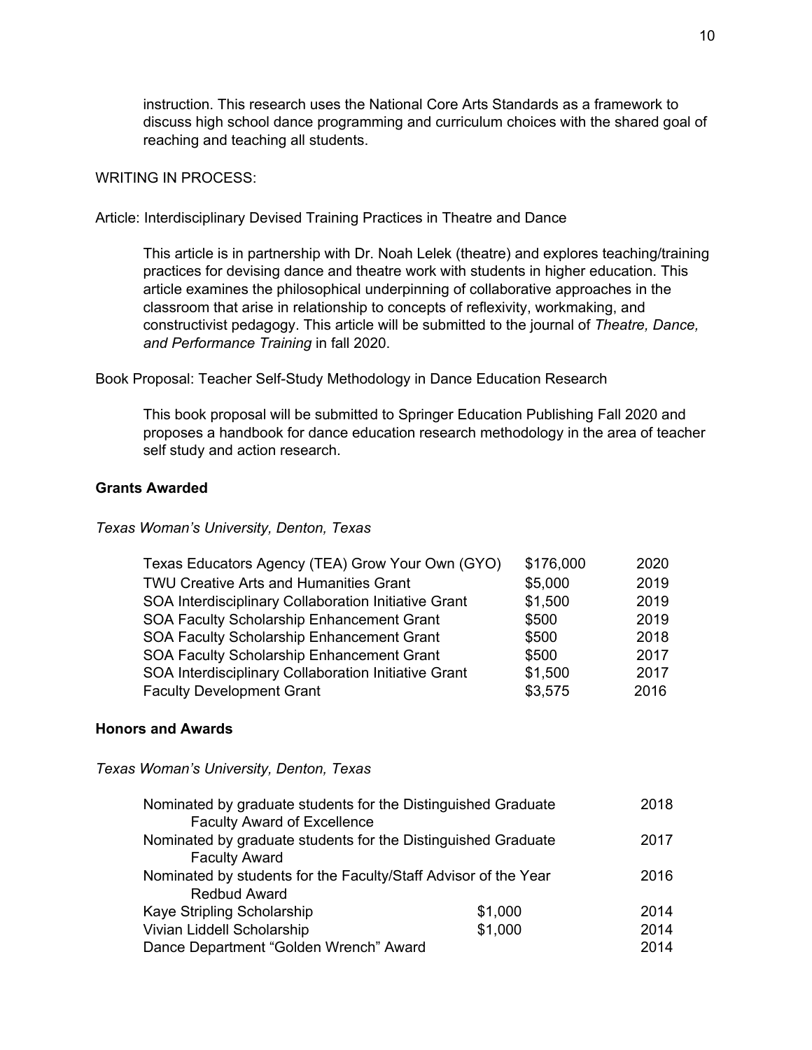instruction. This research uses the National Core Arts Standards as a framework to discuss high school dance programming and curriculum choices with the shared goal of reaching and teaching all students.

WRITING IN PROCESS:

Article: Interdisciplinary Devised Training Practices in Theatre and Dance

> This article is in partnership with Dr. Noah Lelek (theatre) and explores teaching/training practices for devising dance and theatre work with students in higher education. This article examines the philosophical underpinning of collaborative approaches in the classroom that arise in relationship to concepts of reflexivity, workmaking, and constructivist pedagogy. This article will be submitted to the journal of *Theatre, Dance, and Performance Training* in fall 2020.

Book Proposal: Teacher Self-Study Methodology in Dance Education Research

> This book proposal will be submitted to Springer Education Publishing Fall 2020 and proposes a handbook for dance education research methodology in the area of teacher self study and action research.

**Grants Awarded**

*Texas Woman's University, Denton, Texas*

| Grant | Amount | Year |
|---|---|---|
| Texas Educators Agency (TEA) Grow Your Own (GYO) | $176,000 | 2020 |
| TWU Creative Arts and Humanities Grant | $5,000 | 2019 |
| SOA Interdisciplinary Collaboration Initiative Grant | $1,500 | 2019 |
| SOA Faculty Scholarship Enhancement Grant | $500 | 2019 |
| SOA Faculty Scholarship Enhancement Grant | $500 | 2018 |
| SOA Faculty Scholarship Enhancement Grant | $500 | 2017 |
| SOA Interdisciplinary Collaboration Initiative Grant | $1,500 | 2017 |
| Faculty Development Grant | $3,575 | 2016 |

**Honors and Awards**

*Texas Woman's University, Denton, Texas*

| Honor/Award | Amount | Year |
|---|---|---|
| Nominated by graduate students for the Distinguished Graduate Faculty Award of Excellence | | 2018 |
| Nominated by graduate students for the Distinguished Graduate Faculty Award | | 2017 |
| Nominated by students for the Faculty/Staff Advisor of the Year Redbud Award | | 2016 |
| Kaye Stripling Scholarship | $1,000 | 2014 |
| Vivian Liddell Scholarship | $1,000 | 2014 |
| Dance Department "Golden Wrench" Award | | 2014 |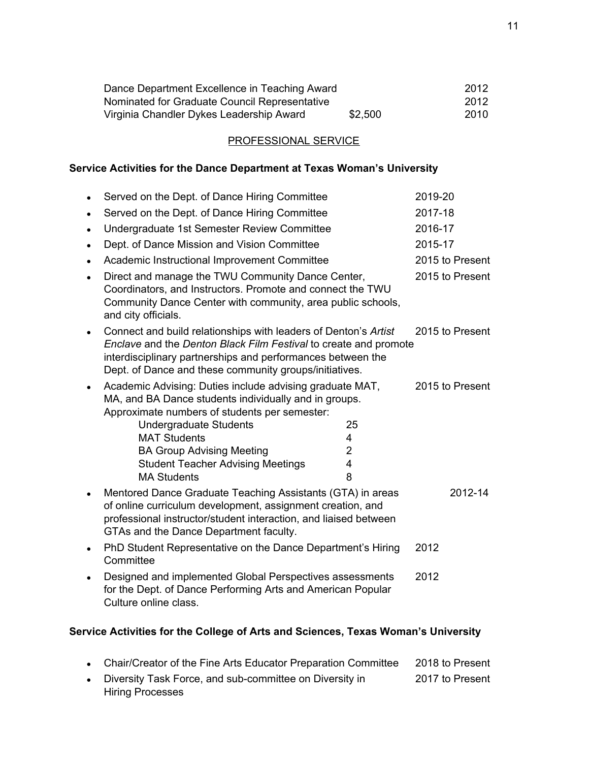| | | |
|---|---|---|
| Dance Department Excellence in Teaching Award | | 2012 |
| Nominated for Graduate Council Representative | | 2012 |
| Virginia Chandler Dykes Leadership Award | $2,500 | 2010 |

## PROFESSIONAL SERVICE

### Service Activities for the Dance Department at Texas Woman's University

- Served on the Dept. of Dance Hiring Committee — 2019-20
- Served on the Dept. of Dance Hiring Committee — 2017-18
- Undergraduate 1st Semester Review Committee — 2016-17
- Dept. of Dance Mission and Vision Committee — 2015-17
- Academic Instructional Improvement Committee — 2015 to Present
- Direct and manage the TWU Community Dance Center, Coordinators, and Instructors. Promote and connect the TWU Community Dance Center with community, area public schools, and city officials. — 2015 to Present
- Connect and build relationships with leaders of Denton's *Artist Enclave* and the *Denton Black Film Festival* to create and promote interdisciplinary partnerships and performances between the Dept. of Dance and these community groups/initiatives. — 2015 to Present
- Academic Advising: Duties include advising graduate MAT, MA, and BA Dance students individually and in groups. Approximate numbers of students per semester: — 2015 to Present

| | |
|---|---|
| Undergraduate Students | 25 |
| MAT Students | 4 |
| BA Group Advising Meeting | 2 |
| Student Teacher Advising Meetings | 4 |
| MA Students | 8 |

- Mentored Dance Graduate Teaching Assistants (GTA) in areas of online curriculum development, assignment creation, and professional instructor/student interaction, and liaised between GTAs and the Dance Department faculty. — 2012-14
- PhD Student Representative on the Dance Department's Hiring Committee — 2012
- Designed and implemented Global Perspectives assessments for the Dept. of Dance Performing Arts and American Popular Culture online class. — 2012

### Service Activities for the College of Arts and Sciences, Texas Woman's University

- Chair/Creator of the Fine Arts Educator Preparation Committee — 2018 to Present
- Diversity Task Force, and sub-committee on Diversity in Hiring Processes — 2017 to Present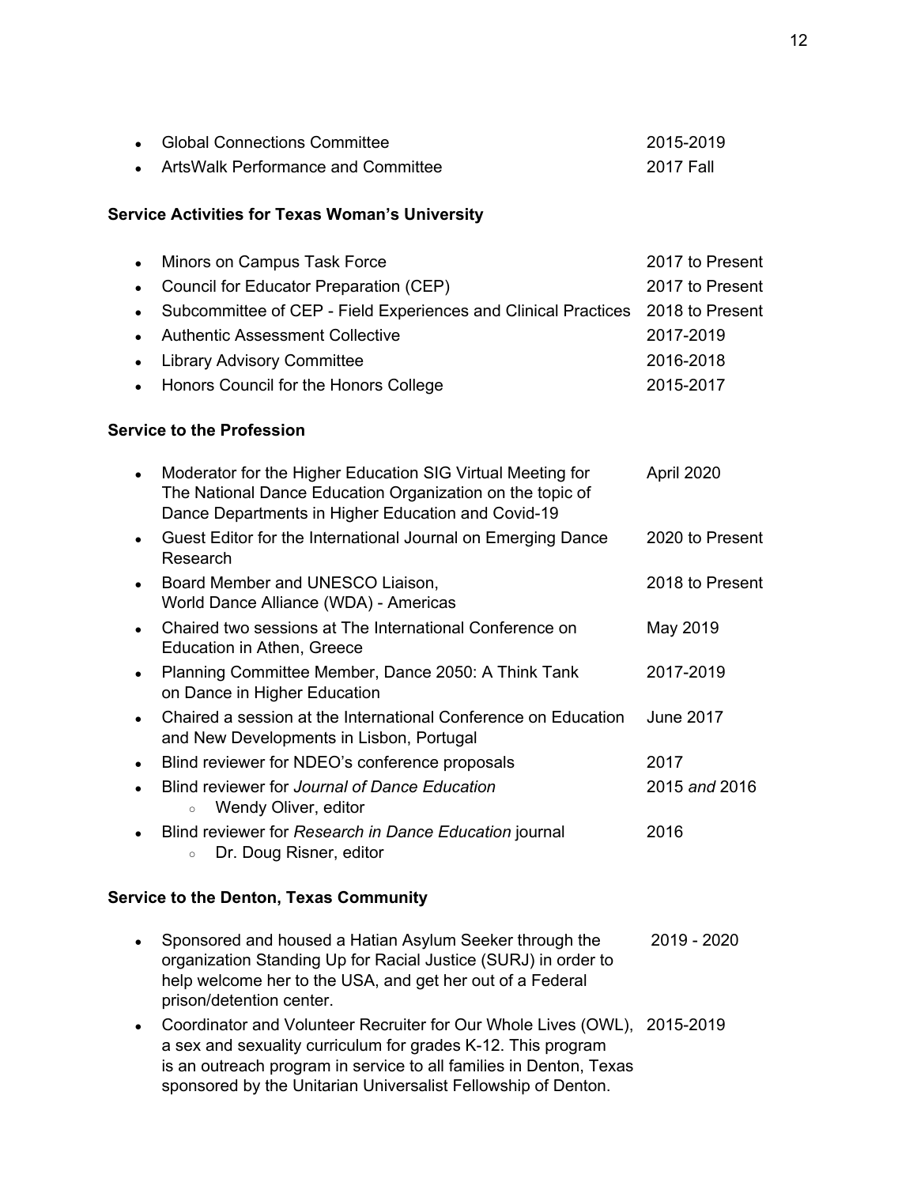- Global Connections Committee 2015-2019
- ArtsWalk Performance and Committee 2017 Fall

**Service Activities for Texas Woman's University**

- Minors on Campus Task Force 2017 to Present
- Council for Educator Preparation (CEP) 2017 to Present
- Subcommittee of CEP - Field Experiences and Clinical Practices 2018 to Present
- Authentic Assessment Collective 2017-2019
- Library Advisory Committee 2016-2018
- Honors Council for the Honors College 2015-2017

**Service to the Profession**

- Moderator for the Higher Education SIG Virtual Meeting for The National Dance Education Organization on the topic of Dance Departments in Higher Education and Covid-19 April 2020
- Guest Editor for the International Journal on Emerging Dance Research 2020 to Present
- Board Member and UNESCO Liaison, World Dance Alliance (WDA) - Americas 2018 to Present
- Chaired two sessions at The International Conference on Education in Athen, Greece May 2019
- Planning Committee Member, Dance 2050: A Think Tank on Dance in Higher Education 2017-2019
- Chaired a session at the International Conference on Education and New Developments in Lisbon, Portugal June 2017
- Blind reviewer for NDEO's conference proposals 2017
- Blind reviewer for *Journal of Dance Education* 2015 *and* 2016
  - Wendy Oliver, editor
- Blind reviewer for *Research in Dance Education* journal 2016
  - Dr. Doug Risner, editor

**Service to the Denton, Texas Community**

- Sponsored and housed a Hatian Asylum Seeker through the organization Standing Up for Racial Justice (SURJ) in order to help welcome her to the USA, and get her out of a Federal prison/detention center. 2019 - 2020
- Coordinator and Volunteer Recruiter for Our Whole Lives (OWL), a sex and sexuality curriculum for grades K-12. This program is an outreach program in service to all families in Denton, Texas sponsored by the Unitarian Universalist Fellowship of Denton. 2015-2019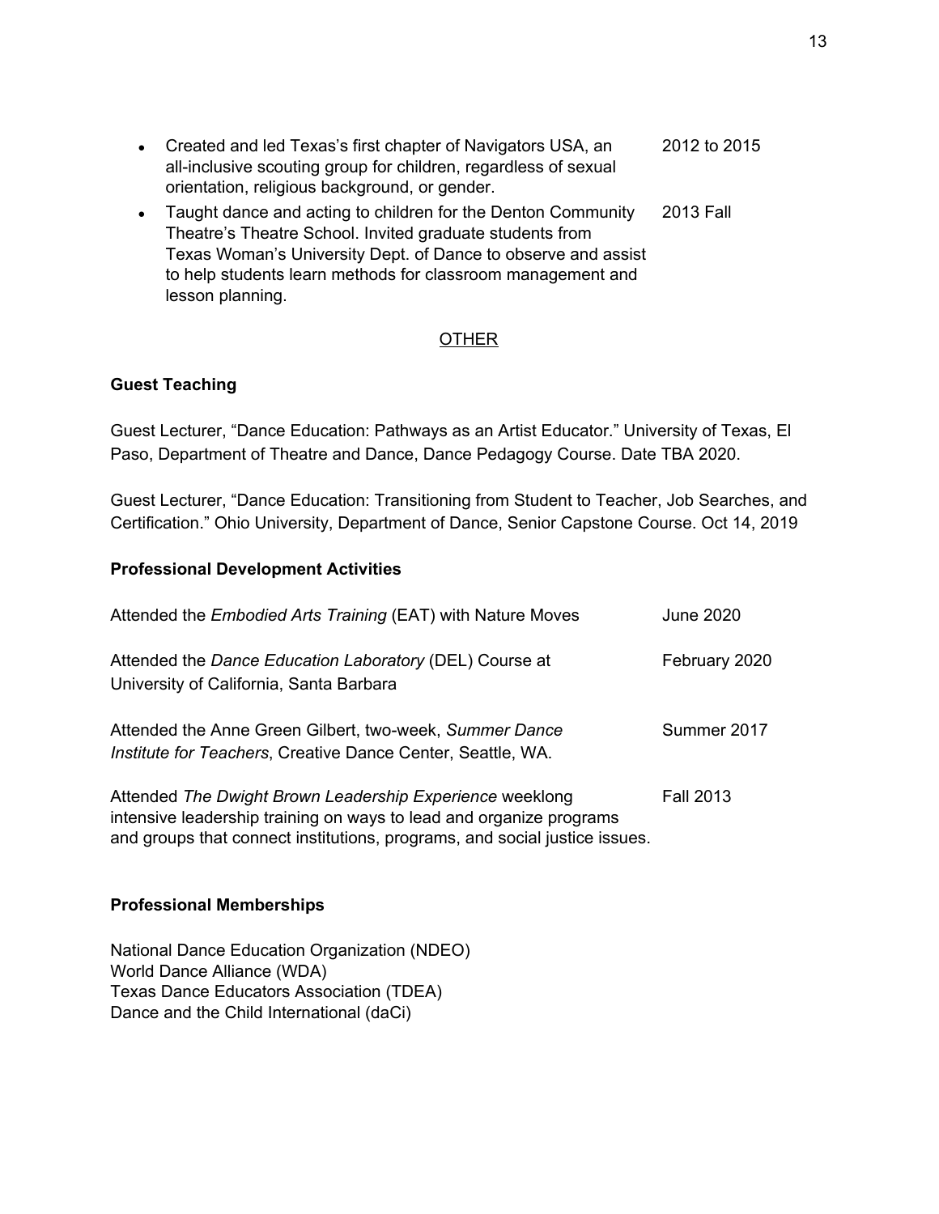- Created and led Texas's first chapter of Navigators USA, an all-inclusive scouting group for children, regardless of sexual orientation, religious background, or gender. — 2012 to 2015
- Taught dance and acting to children for the Denton Community Theatre's Theatre School. Invited graduate students from Texas Woman's University Dept. of Dance to observe and assist to help students learn methods for classroom management and lesson planning. — 2013 Fall

## OTHER

### Guest Teaching

Guest Lecturer, "Dance Education: Pathways as an Artist Educator." University of Texas, El Paso, Department of Theatre and Dance, Dance Pedagogy Course. Date TBA 2020.

Guest Lecturer, "Dance Education: Transitioning from Student to Teacher, Job Searches, and Certification." Ohio University, Department of Dance, Senior Capstone Course. Oct 14, 2019

### Professional Development Activities

| | |
|---|---|
| Attended the *Embodied Arts Training* (EAT) with Nature Moves | June 2020 |
| Attended the *Dance Education Laboratory* (DEL) Course at University of California, Santa Barbara | February 2020 |
| Attended the Anne Green Gilbert, two-week, *Summer Dance Institute for Teachers*, Creative Dance Center, Seattle, WA. | Summer 2017 |
| Attended *The Dwight Brown Leadership Experience* weeklong intensive leadership training on ways to lead and organize programs and groups that connect institutions, programs, and social justice issues. | Fall 2013 |

### Professional Memberships

National Dance Education Organization (NDEO)
World Dance Alliance (WDA)
Texas Dance Educators Association (TDEA)
Dance and the Child International (daCi)